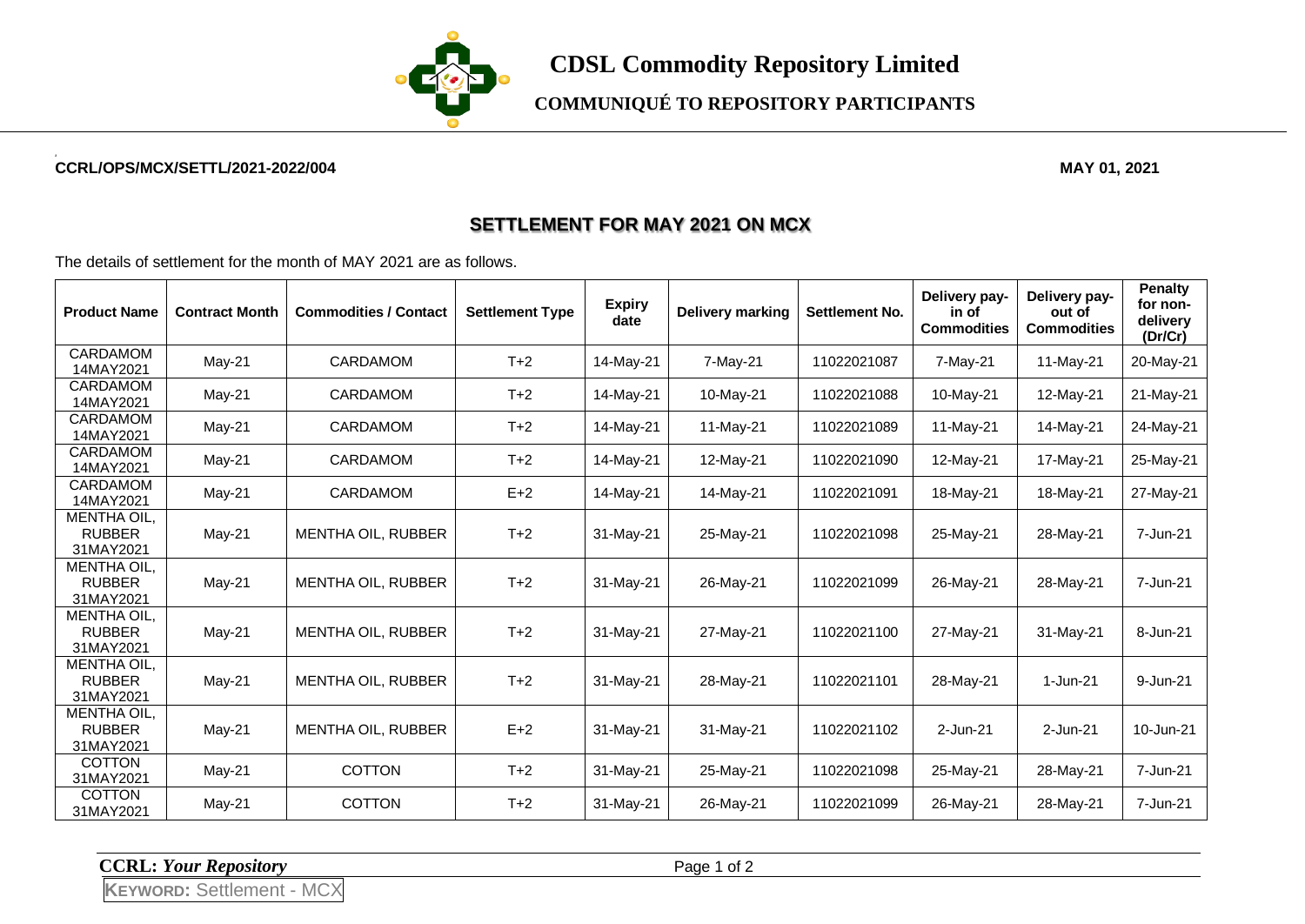# CDSL Commodity Repository Limited

## COMMUNIQUÉ TO REPOSITORY PARTICIPANTS

**CCRL/OPS/MCX/SETTL/2021-2022/004** **MAY 01, 2021**

## SETTLEMENT FOR MAY 2021 ON MCX

The details of settlement for the month of MAY 2021 are as follows.

| Product Name | Contract Month | Commodities / Contact | Settlement Type | Expiry date | Delivery marking | Settlement No. | Delivery pay-in of Commodities | Delivery pay-out of Commodities | Penalty for non-delivery (Dr/Cr) |
|---|---|---|---|---|---|---|---|---|---|
| CARDAMOM 14MAY2021 | May-21 | CARDAMOM | T+2 | 14-May-21 | 7-May-21 | 11022021087 | 7-May-21 | 11-May-21 | 20-May-21 |
| CARDAMOM 14MAY2021 | May-21 | CARDAMOM | T+2 | 14-May-21 | 10-May-21 | 11022021088 | 10-May-21 | 12-May-21 | 21-May-21 |
| CARDAMOM 14MAY2021 | May-21 | CARDAMOM | T+2 | 14-May-21 | 11-May-21 | 11022021089 | 11-May-21 | 14-May-21 | 24-May-21 |
| CARDAMOM 14MAY2021 | May-21 | CARDAMOM | T+2 | 14-May-21 | 12-May-21 | 11022021090 | 12-May-21 | 17-May-21 | 25-May-21 |
| CARDAMOM 14MAY2021 | May-21 | CARDAMOM | E+2 | 14-May-21 | 14-May-21 | 11022021091 | 18-May-21 | 18-May-21 | 27-May-21 |
| MENTHA OIL, RUBBER 31MAY2021 | May-21 | MENTHA OIL, RUBBER | T+2 | 31-May-21 | 25-May-21 | 11022021098 | 25-May-21 | 28-May-21 | 7-Jun-21 |
| MENTHA OIL, RUBBER 31MAY2021 | May-21 | MENTHA OIL, RUBBER | T+2 | 31-May-21 | 26-May-21 | 11022021099 | 26-May-21 | 28-May-21 | 7-Jun-21 |
| MENTHA OIL, RUBBER 31MAY2021 | May-21 | MENTHA OIL, RUBBER | T+2 | 31-May-21 | 27-May-21 | 11022021100 | 27-May-21 | 31-May-21 | 8-Jun-21 |
| MENTHA OIL, RUBBER 31MAY2021 | May-21 | MENTHA OIL, RUBBER | T+2 | 31-May-21 | 28-May-21 | 11022021101 | 28-May-21 | 1-Jun-21 | 9-Jun-21 |
| MENTHA OIL, RUBBER 31MAY2021 | May-21 | MENTHA OIL, RUBBER | E+2 | 31-May-21 | 31-May-21 | 11022021102 | 2-Jun-21 | 2-Jun-21 | 10-Jun-21 |
| COTTON 31MAY2021 | May-21 | COTTON | T+2 | 31-May-21 | 25-May-21 | 11022021098 | 25-May-21 | 28-May-21 | 7-Jun-21 |
| COTTON 31MAY2021 | May-21 | COTTON | T+2 | 31-May-21 | 26-May-21 | 11022021099 | 26-May-21 | 28-May-21 | 7-Jun-21 |

**CCRL:** ***Your Repository***

**KEYWORD:** Settlement - MCX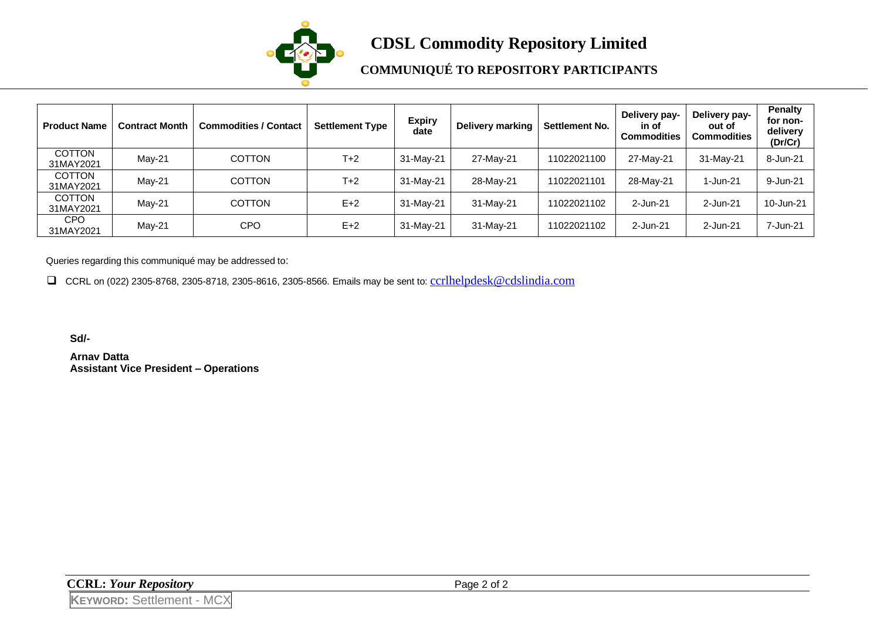# CDSL Commodity Repository Limited

## COMMUNIQUÉ TO REPOSITORY PARTICIPANTS

| Product Name | Contract Month | Commodities / Contact | Settlement Type | Expiry date | Delivery marking | Settlement No. | Delivery pay-in of Commodities | Delivery pay-out of Commodities | Penalty for non-delivery (Dr/Cr) |
|---|---|---|---|---|---|---|---|---|---|
| COTTON 31MAY2021 | May-21 | COTTON | T+2 | 31-May-21 | 27-May-21 | 11022021100 | 27-May-21 | 31-May-21 | 8-Jun-21 |
| COTTON 31MAY2021 | May-21 | COTTON | T+2 | 31-May-21 | 28-May-21 | 11022021101 | 28-May-21 | 1-Jun-21 | 9-Jun-21 |
| COTTON 31MAY2021 | May-21 | COTTON | E+2 | 31-May-21 | 31-May-21 | 11022021102 | 2-Jun-21 | 2-Jun-21 | 10-Jun-21 |
| CPO 31MAY2021 | May-21 | CPO | E+2 | 31-May-21 | 31-May-21 | 11022021102 | 2-Jun-21 | 2-Jun-21 | 7-Jun-21 |

Queries regarding this communiqué may be addressed to:

- CCRL on (022) 2305-8768, 2305-8718, 2305-8616, 2305-8566. Emails may be sent to: ccrlhelpdesk@cdslindia.com

**Sd/-**

**Arnav Datta**
**Assistant Vice President – Operations**

**KEYWORD:** Settlement - MCX